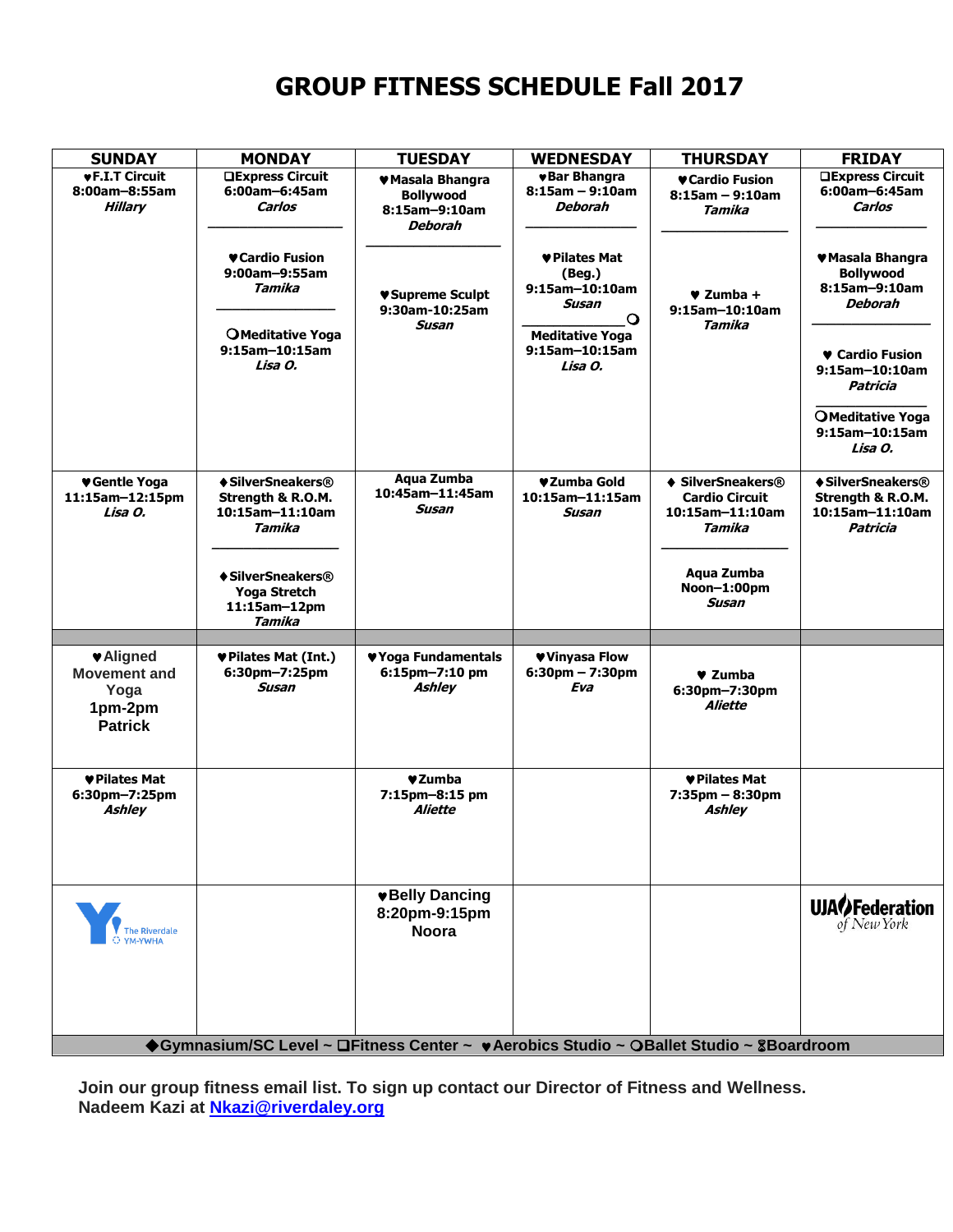# GROUP FITNESS SCHEDULE Fall 2017

| SUNDAY | MONDAY | TUESDAY | WEDNESDAY | THURSDAY | FRIDAY |
|---|---|---|---|---|---|
| ♥F.I.T Circuit<br>8:00am–8:55am<br>*Hillary* | ❑Express Circuit<br>6:00am–6:45am<br>*Carlos*<br><br>♥Cardio Fusion<br>9:00am–9:55am<br>*Tamika*<br><br>❍Meditative Yoga<br>9:15am–10:15am<br>*Lisa O.* | ♥Masala Bhangra Bollywood<br>8:15am–9:10am<br>*Deborah*<br><br>♥Supreme Sculpt<br>9:30am-10:25am<br>*Susan* | ♥Bar Bhangra<br>8:15am – 9:10am<br>*Deborah*<br><br>♥Pilates Mat (Beg.)<br>9:15am–10:10am<br>*Susan*<br><br>❍ Meditative Yoga<br>9:15am–10:15am<br>*Lisa O.* | ♥Cardio Fusion<br>8:15am – 9:10am<br>*Tamika*<br><br>♥ Zumba +<br>9:15am–10:10am<br>*Tamika* | ❑Express Circuit<br>6:00am–6:45am<br>*Carlos*<br><br>♥Masala Bhangra Bollywood<br>8:15am–9:10am<br>*Deborah*<br><br>♥ Cardio Fusion<br>9:15am–10:10am<br>*Patricia*<br><br>❍Meditative Yoga<br>9:15am–10:15am<br>*Lisa O.* |
| ♥Gentle Yoga<br>11:15am–12:15pm<br>*Lisa O.* | ♦SilverSneakers® Strength & R.O.M.<br>10:15am–11:10am<br>*Tamika*<br><br>♦SilverSneakers® Yoga Stretch<br>11:15am–12pm<br>*Tamika* | Aqua Zumba<br>10:45am–11:45am<br>*Susan* | ♥Zumba Gold<br>10:15am–11:15am<br>*Susan* | ♦ SilverSneakers® Cardio Circuit<br>10:15am–11:10am<br>*Tamika*<br><br>Aqua Zumba<br>Noon–1:00pm<br>*Susan* | ♦SilverSneakers® Strength & R.O.M.<br>10:15am–11:10am<br>*Patricia* |
| | | | | | |
| ♥Aligned Movement and Yoga<br>1pm-2pm<br>Patrick | ♥Pilates Mat (Int.)<br>6:30pm–7:25pm<br>*Susan* | ♥Yoga Fundamentals<br>6:15pm–7:10 pm<br>*Ashley* | ♥Vinyasa Flow<br>6:30pm – 7:30pm<br>*Eva* | ♥ Zumba<br>6:30pm–7:30pm<br>*Aliette* | |
| ♥Pilates Mat<br>6:30pm–7:25pm<br>*Ashley* | | ♥Zumba<br>7:15pm–8:15 pm<br>*Aliette* | | ♥Pilates Mat<br>7:35pm – 8:30pm<br>*Ashley* | |
| The Riverdale YM-YWHA | | ♥Belly Dancing<br>8:20pm-9:15pm<br>Noora | | | UJA Federation of New York |

◆Gymnasium/SC Level ~ ❑Fitness Center ~ ♥Aerobics Studio ~ ❍Ballet Studio ~ ⌛Boardroom

**Join our group fitness email list. To sign up contact our Director of Fitness and Wellness. Nadeem Kazi at Nkazi@riverdaley.org**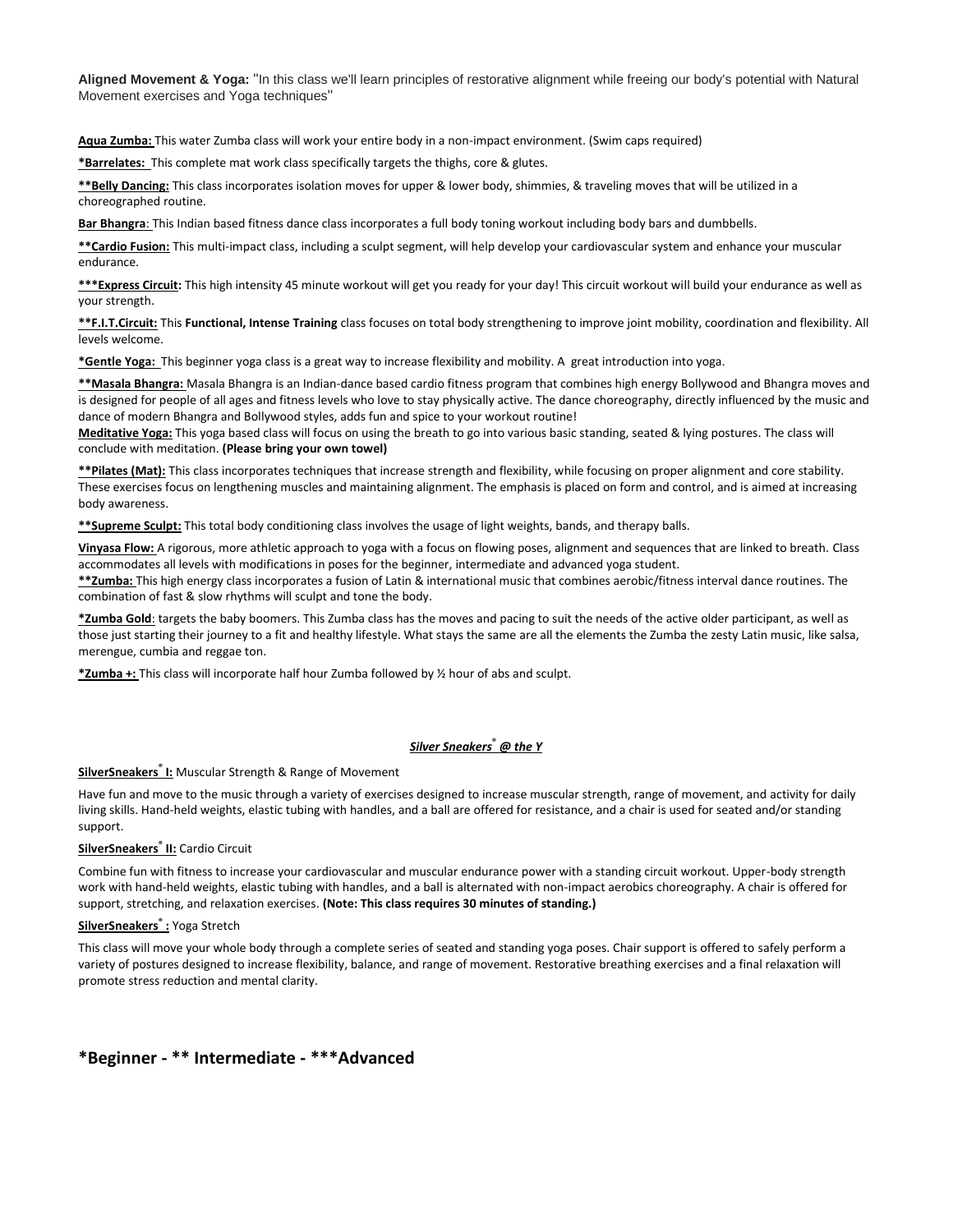**Aligned Movement & Yoga:** "In this class we'll learn principles of restorative alignment while freeing our body's potential with Natural Movement exercises and Yoga techniques"

**Aqua Zumba:** This water Zumba class will work your entire body in a non-impact environment. (Swim caps required)

***Barrelates:** This complete mat work class specifically targets the thighs, core & glutes.

****Belly Dancing:** This class incorporates isolation moves for upper & lower body, shimmies, & traveling moves that will be utilized in a choreographed routine.

**Bar Bhangra**: This Indian based fitness dance class incorporates a full body toning workout including body bars and dumbbells.

****Cardio Fusion:** This multi-impact class, including a sculpt segment, will help develop your cardiovascular system and enhance your muscular endurance.

*****Express Circuit:** This high intensity 45 minute workout will get you ready for your day! This circuit workout will build your endurance as well as your strength.

****F.I.T.Circuit:** This **Functional, Intense Training** class focuses on total body strengthening to improve joint mobility, coordination and flexibility. All levels welcome.

***Gentle Yoga:** This beginner yoga class is a great way to increase flexibility and mobility. A great introduction into yoga.

****Masala Bhangra:** Masala Bhangra is an Indian-dance based cardio fitness program that combines high energy Bollywood and Bhangra moves and is designed for people of all ages and fitness levels who love to stay physically active. The dance choreography, directly influenced by the music and dance of modern Bhangra and Bollywood styles, adds fun and spice to your workout routine!

**Meditative Yoga:** This yoga based class will focus on using the breath to go into various basic standing, seated & lying postures. The class will conclude with meditation. **(Please bring your own towel)**

****Pilates (Mat):** This class incorporates techniques that increase strength and flexibility, while focusing on proper alignment and core stability. These exercises focus on lengthening muscles and maintaining alignment. The emphasis is placed on form and control, and is aimed at increasing body awareness.

****Supreme Sculpt:** This total body conditioning class involves the usage of light weights, bands, and therapy balls.

**Vinyasa Flow:** A rigorous, more athletic approach to yoga with a focus on flowing poses, alignment and sequences that are linked to breath. Class accommodates all levels with modifications in poses for the beginner, intermediate and advanced yoga student.

****Zumba:** This high energy class incorporates a fusion of Latin & international music that combines aerobic/fitness interval dance routines. The combination of fast & slow rhythms will sculpt and tone the body.

***Zumba Gold**: targets the baby boomers. This Zumba class has the moves and pacing to suit the needs of the active older participant, as well as those just starting their journey to a fit and healthy lifestyle. What stays the same are all the elements the Zumba the zesty Latin music, like salsa, merengue, cumbia and reggae ton.

***Zumba +:** This class will incorporate half hour Zumba followed by ½ hour of abs and sculpt.

## *Silver Sneakers® @ the Y*

**SilverSneakers® I:** Muscular Strength & Range of Movement

Have fun and move to the music through a variety of exercises designed to increase muscular strength, range of movement, and activity for daily living skills. Hand-held weights, elastic tubing with handles, and a ball are offered for resistance, and a chair is used for seated and/or standing support.

**SilverSneakers® II:** Cardio Circuit

Combine fun with fitness to increase your cardiovascular and muscular endurance power with a standing circuit workout. Upper-body strength work with hand-held weights, elastic tubing with handles, and a ball is alternated with non-impact aerobics choreography. A chair is offered for support, stretching, and relaxation exercises. **(Note: This class requires 30 minutes of standing.)**

**SilverSneakers® :** Yoga Stretch

This class will move your whole body through a complete series of seated and standing yoga poses. Chair support is offered to safely perform a variety of postures designed to increase flexibility, balance, and range of movement. Restorative breathing exercises and a final relaxation will promote stress reduction and mental clarity.

## *Beginner - ** Intermediate - ***Advanced